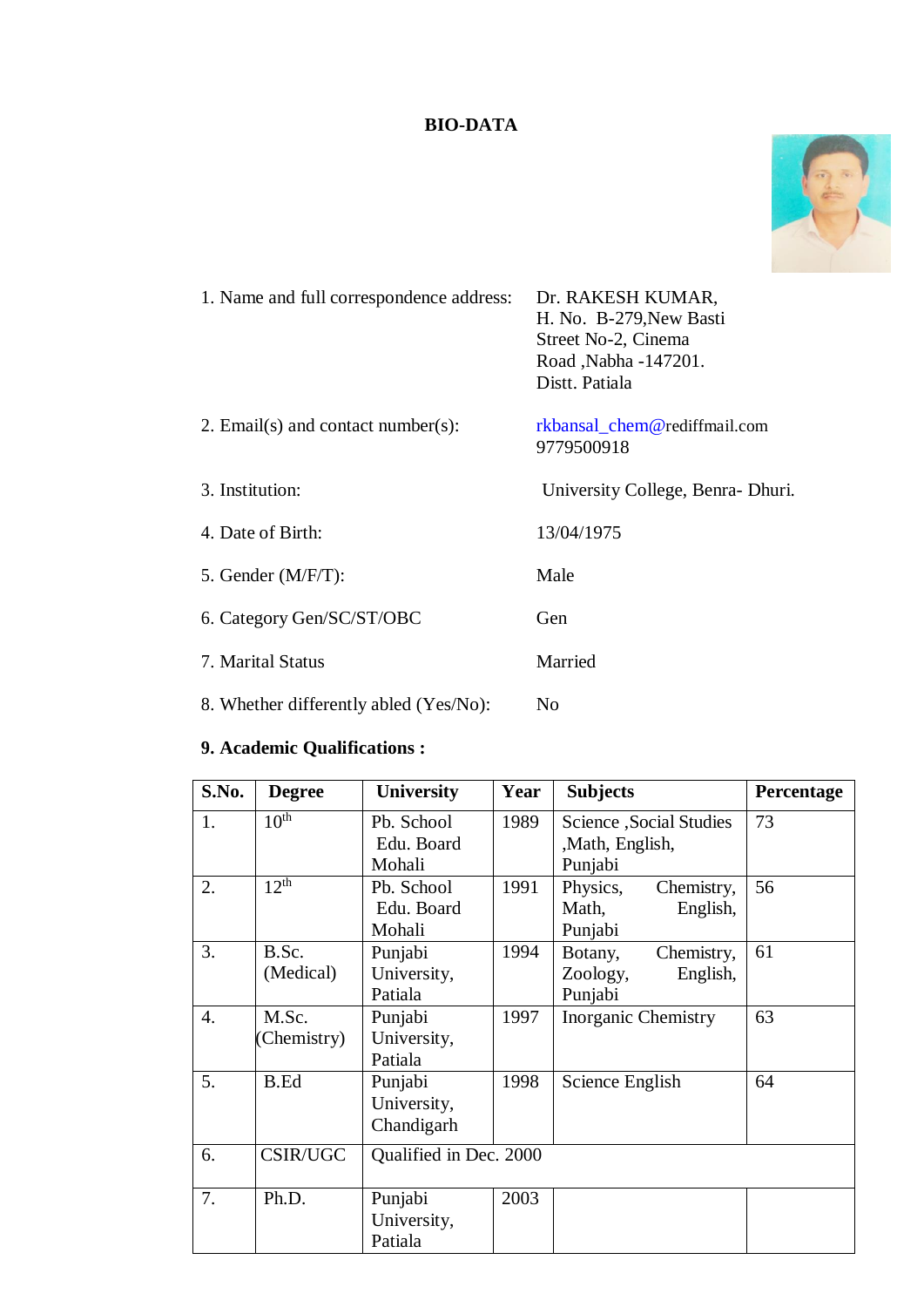# BIO-DATA

1. Name and full correspondence address: Dr. RAKESH KUMAR,
H. No. B-279,New Basti
Street No-2, Cinema
Road ,Nabha -147201.
Distt. Patiala

2. Email(s) and contact number(s): rkbansal_chem@rediffmail.com
9779500918

3. Institution: University College, Benra- Dhuri.

4. Date of Birth: 13/04/1975

5. Gender (M/F/T): Male

6. Category Gen/SC/ST/OBC Gen

7. Marital Status Married

8. Whether differently abled (Yes/No): No

**9. Academic Qualifications :**

| S.No. | Degree | University | Year | Subjects | Percentage |
|---|---|---|---|---|---|
| 1. | 10th | Pb. School Edu. Board Mohali | 1989 | Science ,Social Studies ,Math, English, Punjabi | 73 |
| 2. | 12th | Pb. School Edu. Board Mohali | 1991 | Physics, Chemistry, Math, English, Punjabi | 56 |
| 3. | B.Sc. (Medical) | Punjabi University, Patiala | 1994 | Botany, Chemistry, Zoology, English, Punjabi | 61 |
| 4. | M.Sc. (Chemistry) | Punjabi University, Patiala | 1997 | Inorganic Chemistry | 63 |
| 5. | B.Ed | Punjabi University, Chandigarh | 1998 | Science English | 64 |
| 6. | CSIR/UGC | Qualified in Dec. 2000 | | | |
| 7. | Ph.D. | Punjabi University, Patiala | 2003 | | |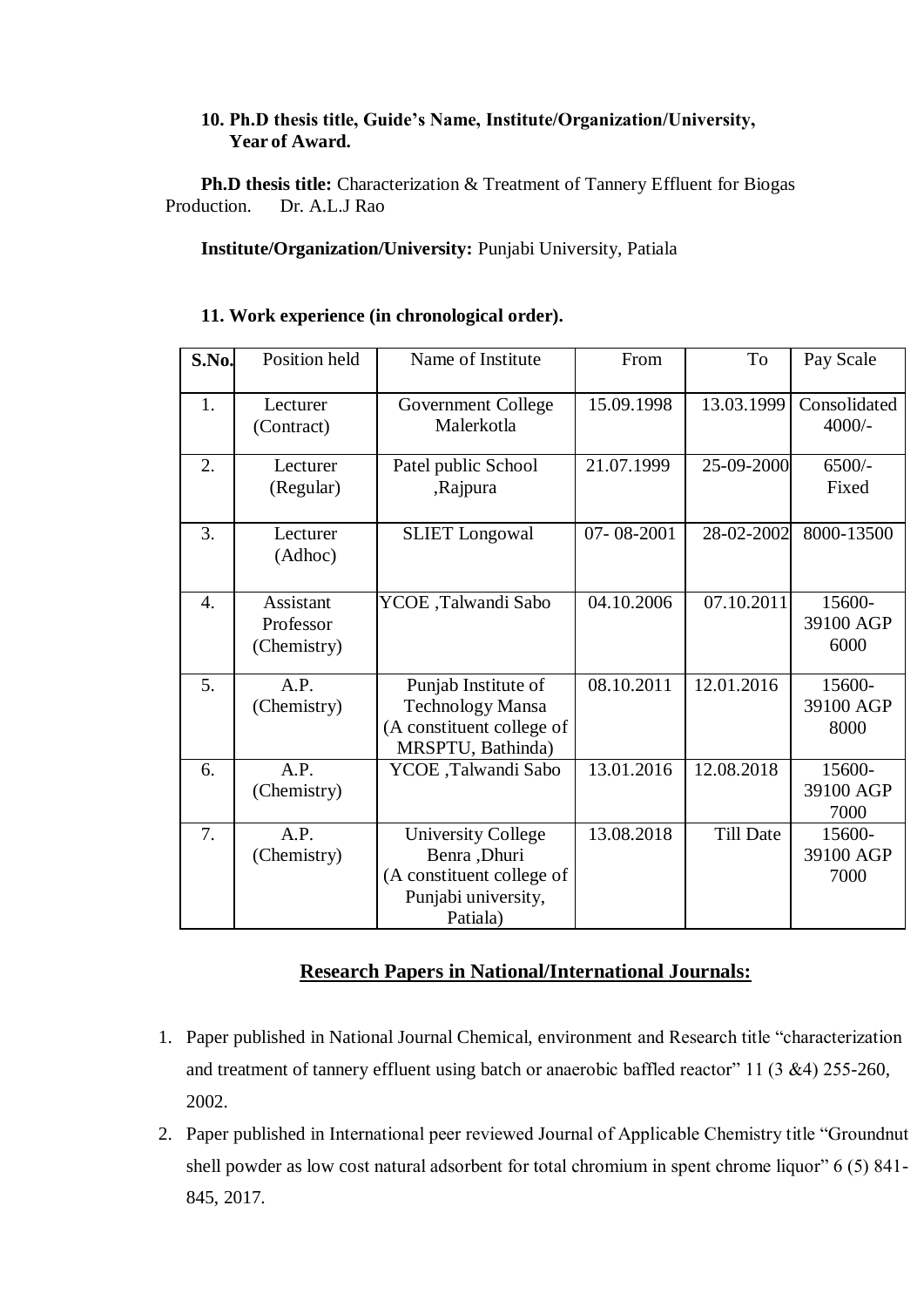**10. Ph.D thesis title, Guide's Name, Institute/Organization/University, Year of Award.**

**Ph.D thesis title:** Characterization & Treatment of Tannery Effluent for Biogas Production. Dr. A.L.J Rao

**Institute/Organization/University:** Punjabi University, Patiala

**11. Work experience (in chronological order).**

| S.No. | Position held | Name of Institute | From | To | Pay Scale |
|---|---|---|---|---|---|
| 1. | Lecturer (Contract) | Government College Malerkotla | 15.09.1998 | 13.03.1999 | Consolidated 4000/- |
| 2. | Lecturer (Regular) | Patel public School ,Rajpura | 21.07.1999 | 25-09-2000 | 6500/- Fixed |
| 3. | Lecturer (Adhoc) | SLIET Longowal | 07- 08-2001 | 28-02-2002 | 8000-13500 |
| 4. | Assistant Professor (Chemistry) | YCOE ,Talwandi Sabo | 04.10.2006 | 07.10.2011 | 15600-39100 AGP 6000 |
| 5. | A.P. (Chemistry) | Punjab Institute of Technology Mansa (A constituent college of MRSPTU, Bathinda) | 08.10.2011 | 12.01.2016 | 15600-39100 AGP 8000 |
| 6. | A.P. (Chemistry) | YCOE ,Talwandi Sabo | 13.01.2016 | 12.08.2018 | 15600-39100 AGP 7000 |
| 7. | A.P. (Chemistry) | University College Benra ,Dhuri (A constituent college of Punjabi university, Patiala) | 13.08.2018 | Till Date | 15600-39100 AGP 7000 |

## Research Papers in National/International Journals:

1. Paper published in National Journal Chemical, environment and Research title "characterization and treatment of tannery effluent using batch or anaerobic baffled reactor" 11 (3 &4) 255-260, 2002.
2. Paper published in International peer reviewed Journal of Applicable Chemistry title "Groundnut shell powder as low cost natural adsorbent for total chromium in spent chrome liquor" 6 (5) 841-845, 2017.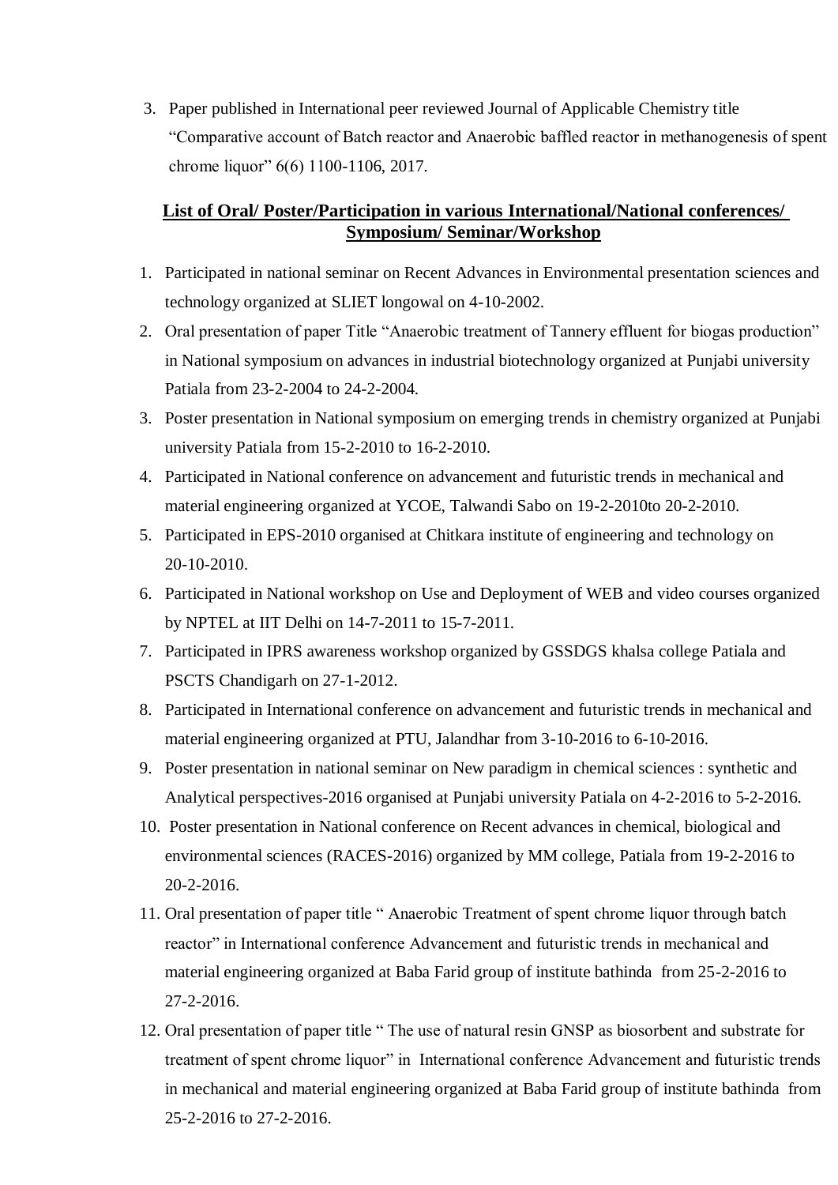3. Paper published in International peer reviewed Journal of Applicable Chemistry title "Comparative account of Batch reactor and Anaerobic baffled reactor in methanogenesis of spent chrome liquor" 6(6) 1100-1106, 2017.

## List of Oral/ Poster/Participation in various International/National conferences/ Symposium/ Seminar/Workshop

1. Participated in national seminar on Recent Advances in Environmental presentation sciences and technology organized at SLIET longowal on 4-10-2002.
2. Oral presentation of paper Title "Anaerobic treatment of Tannery effluent for biogas production" in National symposium on advances in industrial biotechnology organized at Punjabi university Patiala from 23-2-2004 to 24-2-2004.
3. Poster presentation in National symposium on emerging trends in chemistry organized at Punjabi university Patiala from 15-2-2010 to 16-2-2010.
4. Participated in National conference on advancement and futuristic trends in mechanical and material engineering organized at YCOE, Talwandi Sabo on 19-2-2010to 20-2-2010.
5. Participated in EPS-2010 organised at Chitkara institute of engineering and technology on 20-10-2010.
6. Participated in National workshop on Use and Deployment of WEB and video courses organized by NPTEL at IIT Delhi on 14-7-2011 to 15-7-2011.
7. Participated in IPRS awareness workshop organized by GSSDGS khalsa college Patiala and PSCTS Chandigarh on 27-1-2012.
8. Participated in International conference on advancement and futuristic trends in mechanical and material engineering organized at PTU, Jalandhar from 3-10-2016 to 6-10-2016.
9. Poster presentation in national seminar on New paradigm in chemical sciences : synthetic and Analytical perspectives-2016 organised at Punjabi university Patiala on 4-2-2016 to 5-2-2016.
10. Poster presentation in National conference on Recent advances in chemical, biological and environmental sciences (RACES-2016) organized by MM college, Patiala from 19-2-2016 to 20-2-2016.
11. Oral presentation of paper title " Anaerobic Treatment of spent chrome liquor through batch reactor" in International conference Advancement and futuristic trends in mechanical and material engineering organized at Baba Farid group of institute bathinda from 25-2-2016 to 27-2-2016.
12. Oral presentation of paper title " The use of natural resin GNSP as biosorbent and substrate for treatment of spent chrome liquor" in International conference Advancement and futuristic trends in mechanical and material engineering organized at Baba Farid group of institute bathinda from 25-2-2016 to 27-2-2016.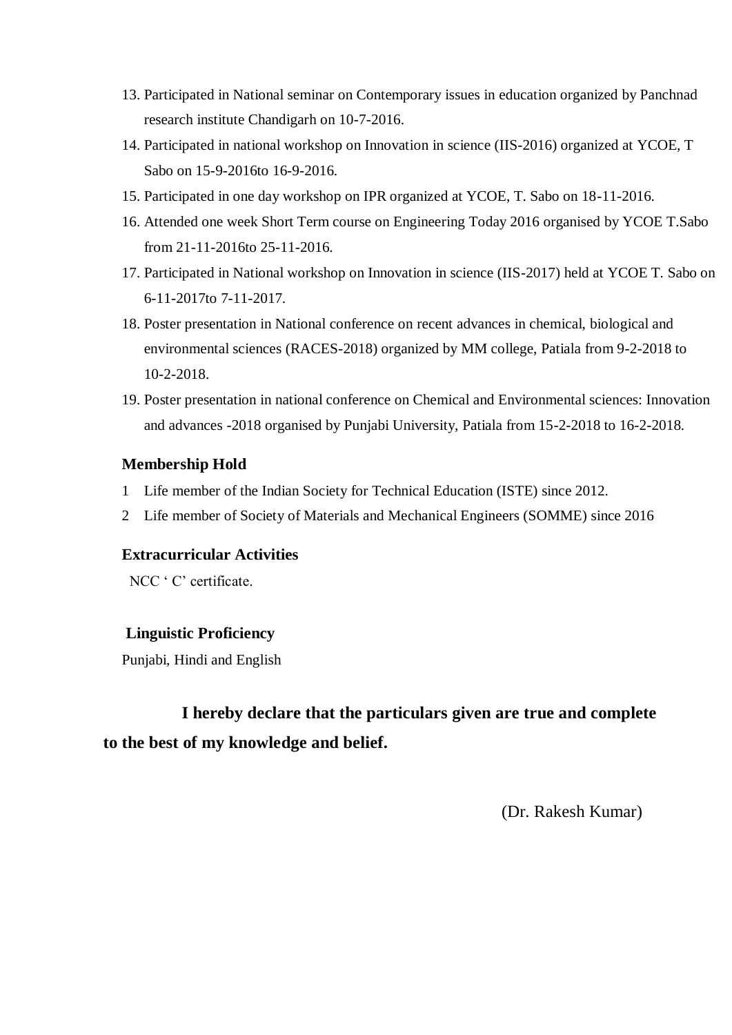13. Participated in National seminar on Contemporary issues in education organized by Panchnad research institute Chandigarh on 10-7-2016.
14. Participated in national workshop on Innovation in science (IIS-2016) organized at YCOE, T Sabo on 15-9-2016to 16-9-2016.
15. Participated in one day workshop on IPR organized at YCOE, T. Sabo on 18-11-2016.
16. Attended one week Short Term course on Engineering Today 2016 organised by YCOE T.Sabo from 21-11-2016to 25-11-2016.
17. Participated in National workshop on Innovation in science (IIS-2017) held at YCOE T. Sabo on 6-11-2017to 7-11-2017.
18. Poster presentation in National conference on recent advances in chemical, biological and environmental sciences (RACES-2018) organized by MM college, Patiala from 9-2-2018 to 10-2-2018.
19. Poster presentation in national conference on Chemical and Environmental sciences: Innovation and advances -2018 organised by Punjabi University, Patiala from 15-2-2018 to 16-2-2018.

**Membership Hold**

1. Life member of the Indian Society for Technical Education (ISTE) since 2012.
2. Life member of Society of Materials and Mechanical Engineers (SOMME) since 2016

**Extracurricular Activities**

NCC ‘ C’ certificate.

**Linguistic Proficiency**

Punjabi, Hindi and English

**I hereby declare that the particulars given are true and complete to the best of my knowledge and belief.**

(Dr. Rakesh Kumar)